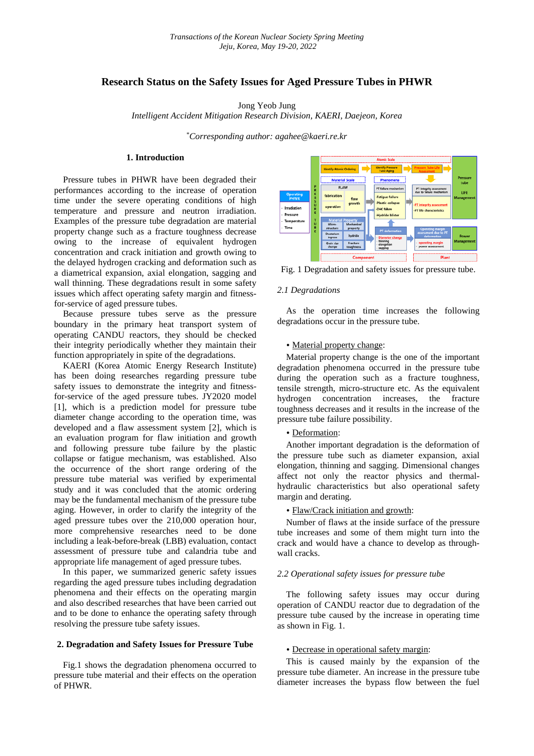*Transactions of the Korean Nuclear Society Spring Meeting*
*Jeju, Korea, May 19-20, 2022*

# Research Status on the Safety Issues for Aged Pressure Tubes in PHWR

Jong Yeob Jung
*Intelligent Accident Mitigation Research Division, KAERI, Daejeon, Korea*

*[*]Corresponding author: agahee@kaeri.re.kr*

## 1. Introduction

Pressure tubes in PHWR have been degraded their performances according to the increase of operation time under the severe operating conditions of high temperature and pressure and neutron irradiation. Examples of the pressure tube degradation are material property change such as a fracture toughness decrease owing to the increase of equivalent hydrogen concentration and crack initiation and growth owing to the delayed hydrogen cracking and deformation such as a diametrical expansion, axial elongation, sagging and wall thinning. These degradations result in some safety issues which affect operating safety margin and fitness-for-service of aged pressure tubes.

Because pressure tubes serve as the pressure boundary in the primary heat transport system of operating CANDU reactors, they should be checked their integrity periodically whether they maintain their function appropriately in spite of the degradations.

KAERI (Korea Atomic Energy Research Institute) has been doing researches regarding pressure tube safety issues to demonstrate the integrity and fitness-for-service of the aged pressure tubes. JY2020 model [1], which is a prediction model for pressure tube diameter change according to the operation time, was developed and a flaw assessment system [2], which is an evaluation program for flaw initiation and growth and following pressure tube failure by the plastic collapse or fatigue mechanism, was established. Also the occurrence of the short range ordering of the pressure tube material was verified by experimental study and it was concluded that the atomic ordering may be the fundamental mechanism of the pressure tube aging. However, in order to clarify the integrity of the aged pressure tubes over the 210,000 operation hour, more comprehensive researches need to be done including a leak-before-break (LBB) evaluation, contact assessment of pressure tube and calandria tube and appropriate life management of aged pressure tubes.

In this paper, we summarized generic safety issues regarding the aged pressure tubes including degradation phenomena and their effects on the operating margin and also described researches that have been carried out and to be done to enhance the operating safety through resolving the pressure tube safety issues.

## 2. Degradation and Safety Issues for Pressure Tube

Fig.1 shows the degradation phenomena occurred to pressure tube material and their effects on the operation of PHWR.

Fig. 1 Degradation and safety issues for pressure tube.

### 2.1 Degradations

As the operation time increases the following degradations occur in the pressure tube.

- Material property change:

Material property change is the one of the important degradation phenomena occurred in the pressure tube during the operation such as a fracture toughness, tensile strength, micro-structure etc. As the equivalent hydrogen concentration increases, the fracture toughness decreases and it results in the increase of the pressure tube failure possibility.

- Deformation:

Another important degradation is the deformation of the pressure tube such as diameter expansion, axial elongation, thinning and sagging. Dimensional changes affect not only the reactor physics and thermal-hydraulic characteristics but also operational safety margin and derating.

- Flaw/Crack initiation and growth:

Number of flaws at the inside surface of the pressure tube increases and some of them might turn into the crack and would have a chance to develop as through-wall cracks.

### 2.2 Operational safety issues for pressure tube

The following safety issues may occur during operation of CANDU reactor due to degradation of the pressure tube caused by the increase in operating time as shown in Fig. 1.

- Decrease in operational safety margin:

This is caused mainly by the expansion of the pressure tube diameter. An increase in the pressure tube diameter increases the bypass flow between the fuel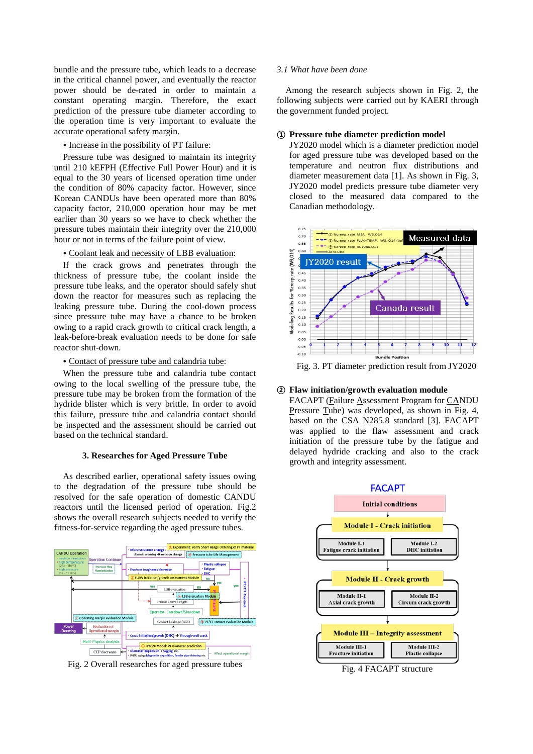bundle and the pressure tube, which leads to a decrease in the critical channel power, and eventually the reactor power should be de-rated in order to maintain a constant operating margin. Therefore, the exact prediction of the pressure tube diameter according to the operation time is very important to evaluate the accurate operational safety margin.

- Increase in the possibility of PT failure:

Pressure tube was designed to maintain its integrity until 210 kEFPH (Effective Full Power Hour) and it is equal to the 30 years of licensed operation time under the condition of 80% capacity factor. However, since Korean CANDUs have been operated more than 80% capacity factor, 210,000 operation hour may be met earlier than 30 years so we have to check whether the pressure tubes maintain their integrity over the 210,000 hour or not in terms of the failure point of view.

- Coolant leak and necessity of LBB evaluation:

If the crack grows and penetrates through the thickness of pressure tube, the coolant inside the pressure tube leaks, and the operator should safely shut down the reactor for measures such as replacing the leaking pressure tube. During the cool-down process since pressure tube may have a chance to be broken owing to a rapid crack growth to critical crack length, a leak-before-break evaluation needs to be done for safe reactor shut-down.

- Contact of pressure tube and calandria tube:

When the pressure tube and calandria tube contact owing to the local swelling of the pressure tube, the pressure tube may be broken from the formation of the hydride blister which is very brittle. In order to avoid this failure, pressure tube and calandria contact should be inspected and the assessment should be carried out based on the technical standard.

## 3. Researches for Aged Pressure Tube

As described earlier, operational safety issues owing to the degradation of the pressure tube should be resolved for the safe operation of domestic CANDU reactors until the licensed period of operation. Fig.2 shows the overall research subjects needed to verify the fitness-for-service regarding the aged pressure tubes.

Fig. 2 Overall researches for aged pressure tubes

### *3.1 What have been done*

Among the research subjects shown in Fig. 2, the following subjects were carried out by KAERI through the government funded project.

**① Pressure tube diameter prediction model**

JY2020 model which is a diameter prediction model for aged pressure tube was developed based on the temperature and neutron flux distributions and diameter measurement data [1]. As shown in Fig. 3, JY2020 model predicts pressure tube diameter very closed to the measured data compared to the Canadian methodology.

Fig. 3. PT diameter prediction result from JY2020

**② Flaw initiation/growth evaluation module**

FACAPT (Failure Assessment Program for CANDU Pressure Tube) was developed, as shown in Fig. 4, based on the CSA N285.8 standard [3]. FACAPT was applied to the flaw assessment and crack initiation of the pressure tube by the fatigue and delayed hydride cracking and also to the crack growth and integrity assessment.

Fig. 4 FACAPT structure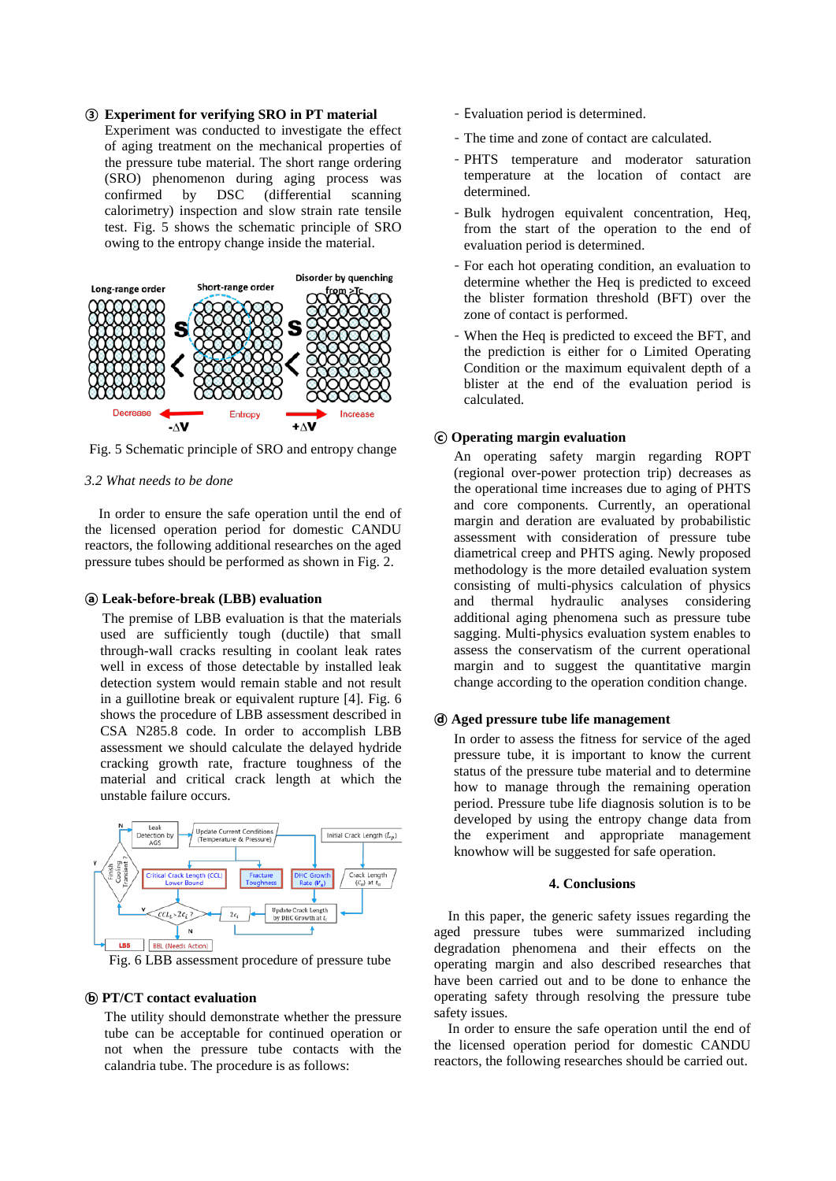### ③ Experiment for verifying SRO in PT material

Experiment was conducted to investigate the effect of aging treatment on the mechanical properties of the pressure tube material. The short range ordering (SRO) phenomenon during aging process was confirmed by DSC (differential scanning calorimetry) inspection and slow strain rate tensile test. Fig. 5 shows the schematic principle of SRO owing to the entropy change inside the material.

Fig. 5 Schematic principle of SRO and entropy change

### *3.2 What needs to be done*

In order to ensure the safe operation until the end of the licensed operation period for domestic CANDU reactors, the following additional researches on the aged pressure tubes should be performed as shown in Fig. 2.

### ⓐ Leak-before-break (LBB) evaluation

The premise of LBB evaluation is that the materials used are sufficiently tough (ductile) that small through-wall cracks resulting in coolant leak rates well in excess of those detectable by installed leak detection system would remain stable and not result in a guillotine break or equivalent rupture [4]. Fig. 6 shows the procedure of LBB assessment described in CSA N285.8 code. In order to accomplish LBB assessment we should calculate the delayed hydride cracking growth rate, fracture toughness of the material and critical crack length at which the unstable failure occurs.

Fig. 6 LBB assessment procedure of pressure tube

### ⓑ PT/CT contact evaluation

The utility should demonstrate whether the pressure tube can be acceptable for continued operation or not when the pressure tube contacts with the calandria tube. The procedure is as follows:

- Evaluation period is determined.
- The time and zone of contact are calculated.
- PHTS temperature and moderator saturation temperature at the location of contact are determined.
- Bulk hydrogen equivalent concentration, Heq, from the start of the operation to the end of evaluation period is determined.
- For each hot operating condition, an evaluation to determine whether the Heq is predicted to exceed the blister formation threshold (BFT) over the zone of contact is performed.
- When the Heq is predicted to exceed the BFT, and the prediction is either for o Limited Operating Condition or the maximum equivalent depth of a blister at the end of the evaluation period is calculated.

### ⓒ Operating margin evaluation

An operating safety margin regarding ROPT (regional over-power protection trip) decreases as the operational time increases due to aging of PHTS and core components. Currently, an operational margin and deration are evaluated by probabilistic assessment with consideration of pressure tube diametrical creep and PHTS aging. Newly proposed methodology is the more detailed evaluation system consisting of multi-physics calculation of physics and thermal hydraulic analyses considering additional aging phenomena such as pressure tube sagging. Multi-physics evaluation system enables to assess the conservatism of the current operational margin and to suggest the quantitative margin change according to the operation condition change.

### ⓓ Aged pressure tube life management

In order to assess the fitness for service of the aged pressure tube, it is important to know the current status of the pressure tube material and to determine how to manage through the remaining operation period. Pressure tube life diagnosis solution is to be developed by using the entropy change data from the experiment and appropriate management knowhow will be suggested for safe operation.

## 4. Conclusions

In this paper, the generic safety issues regarding the aged pressure tubes were summarized including degradation phenomena and their effects on the operating margin and also described researches that have been carried out and to be done to enhance the operating safety through resolving the pressure tube safety issues.

In order to ensure the safe operation until the end of the licensed operation period for domestic CANDU reactors, the following researches should be carried out.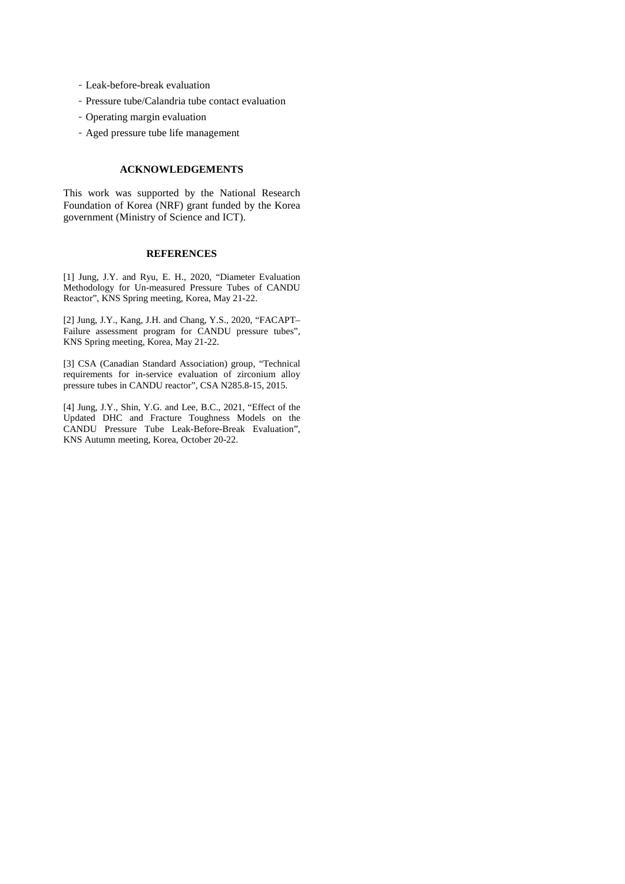- Leak-before-break evaluation
- Pressure tube/Calandria tube contact evaluation
- Operating margin evaluation
- Aged pressure tube life management

## ACKNOWLEDGEMENTS

This work was supported by the National Research Foundation of Korea (NRF) grant funded by the Korea government (Ministry of Science and ICT).

## REFERENCES

[1] Jung, J.Y. and Ryu, E. H., 2020, "Diameter Evaluation Methodology for Un-measured Pressure Tubes of CANDU Reactor", KNS Spring meeting, Korea, May 21-22.

[2] Jung, J.Y., Kang, J.H. and Chang, Y.S., 2020, "FACAPT– Failure assessment program for CANDU pressure tubes", KNS Spring meeting, Korea, May 21-22.

[3] CSA (Canadian Standard Association) group, "Technical requirements for in-service evaluation of zirconium alloy pressure tubes in CANDU reactor", CSA N285.8-15, 2015.

[4] Jung, J.Y., Shin, Y.G. and Lee, B.C., 2021, "Effect of the Updated DHC and Fracture Toughness Models on the CANDU Pressure Tube Leak-Before-Break Evaluation", KNS Autumn meeting, Korea, October 20-22.